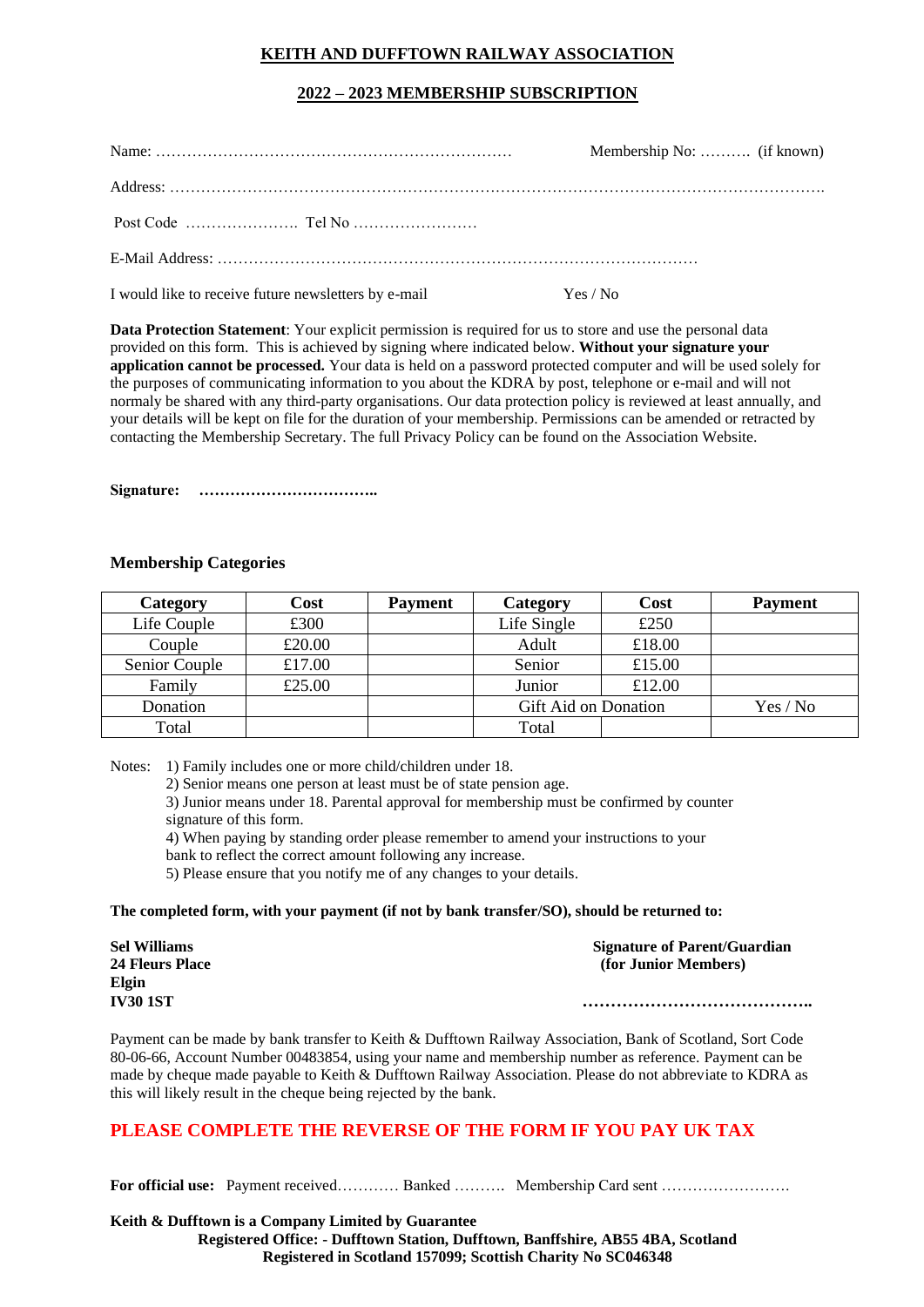## KEITH AND DUFFTOWN RAILWAY ASSOCIATION

## 2022 – 2023 MEMBERSHIP SUBSCRIPTION

Name: …………………………………………………………… Membership No: ………. (if known)

Address: ………………………………………………………………………………………………………….

Post Code …………………. Tel No ……………………

E-Mail Address: ………………………………………………………………………………

I would like to receive future newsletters by e-mail Yes / No

**Data Protection Statement**: Your explicit permission is required for us to store and use the personal data provided on this form. This is achieved by signing where indicated below. **Without your signature your application cannot be processed.** Your data is held on a password protected computer and will be used solely for the purposes of communicating information to you about the KDRA by post, telephone or e-mail and will not normaly be shared with any third-party organisations. Our data protection policy is reviewed at least annually, and your details will be kept on file for the duration of your membership. Permissions can be amended or retracted by contacting the Membership Secretary. The full Privacy Policy can be found on the Association Website.

**Signature: ……………………………..**

### Membership Categories

| Category | Cost | Payment | Category | Cost | Payment |
|---|---|---|---|---|---|
| Life Couple | £300 | | Life Single | £250 | |
| Couple | £20.00 | | Adult | £18.00 | |
| Senior Couple | £17.00 | | Senior | £15.00 | |
| Family | £25.00 | | Junior | £12.00 | |
| Donation | | | Gift Aid on Donation | | Yes / No |
| Total | | | Total | | |

Notes:
1) Family includes one or more child/children under 18.
2) Senior means one person at least must be of state pension age.
3) Junior means under 18. Parental approval for membership must be confirmed by counter signature of this form.
4) When paying by standing order please remember to amend your instructions to your bank to reflect the correct amount following any increase.
5) Please ensure that you notify me of any changes to your details.

**The completed form, with your payment (if not by bank transfer/SO), should be returned to:**

**Sel Williams**
**24 Fleurs Place**
**Elgin**
**IV30 1ST**

**Signature of Parent/Guardian (for Junior Members)**

**…………………………………..**

Payment can be made by bank transfer to Keith & Dufftown Railway Association, Bank of Scotland, Sort Code 80-06-66, Account Number 00483854, using your name and membership number as reference. Payment can be made by cheque made payable to Keith & Dufftown Railway Association. Please do not abbreviate to KDRA as this will likely result in the cheque being rejected by the bank.

## PLEASE COMPLETE THE REVERSE OF THE FORM IF YOU PAY UK TAX

**For official use:** Payment received………… Banked ………. Membership Card sent …………………….

**Keith & Dufftown is a Company Limited by Guarantee**
**Registered Office: - Dufftown Station, Dufftown, Banffshire, AB55 4BA, Scotland**
**Registered in Scotland 157099; Scottish Charity No SC046348**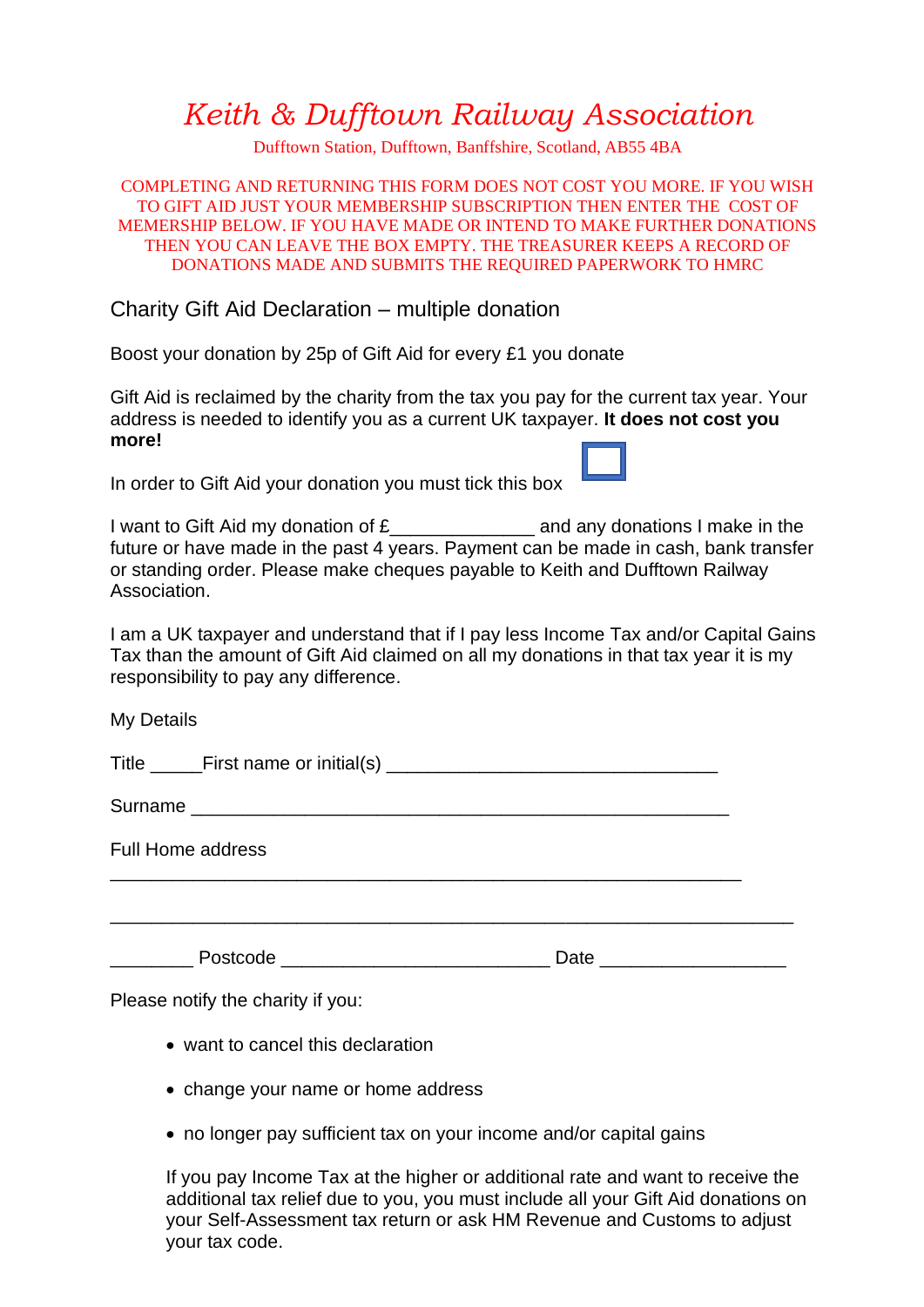# Keith & Dufftown Railway Association

Dufftown Station, Dufftown, Banffshire, Scotland, AB55 4BA

COMPLETING AND RETURNING THIS FORM DOES NOT COST YOU MORE. IF YOU WISH TO GIFT AID JUST YOUR MEMBERSHIP SUBSCRIPTION THEN ENTER THE COST OF MEMERSHIP BELOW. IF YOU HAVE MADE OR INTEND TO MAKE FURTHER DONATIONS THEN YOU CAN LEAVE THE BOX EMPTY. THE TREASURER KEEPS A RECORD OF DONATIONS MADE AND SUBMITS THE REQUIRED PAPERWORK TO HMRC

## Charity Gift Aid Declaration – multiple donation

Boost your donation by 25p of Gift Aid for every £1 you donate

Gift Aid is reclaimed by the charity from the tax you pay for the current tax year. Your address is needed to identify you as a current UK taxpayer. **It does not cost you more!**

In order to Gift Aid your donation you must tick this box ☐

I want to Gift Aid my donation of £______________ and any donations I make in the future or have made in the past 4 years. Payment can be made in cash, bank transfer or standing order. Please make cheques payable to Keith and Dufftown Railway Association.

I am a UK taxpayer and understand that if I pay less Income Tax and/or Capital Gains Tax than the amount of Gift Aid claimed on all my donations in that tax year it is my responsibility to pay any difference.

My Details

Title _____First name or initial(s) ________________________________

Surname ____________________________________________________

Full Home address

______________________________________________________________

______________________________________________________________

________ Postcode __________________________ Date __________________

Please notify the charity if you:

- want to cancel this declaration
- change your name or home address
- no longer pay sufficient tax on your income and/or capital gains

If you pay Income Tax at the higher or additional rate and want to receive the additional tax relief due to you, you must include all your Gift Aid donations on your Self-Assessment tax return or ask HM Revenue and Customs to adjust your tax code.